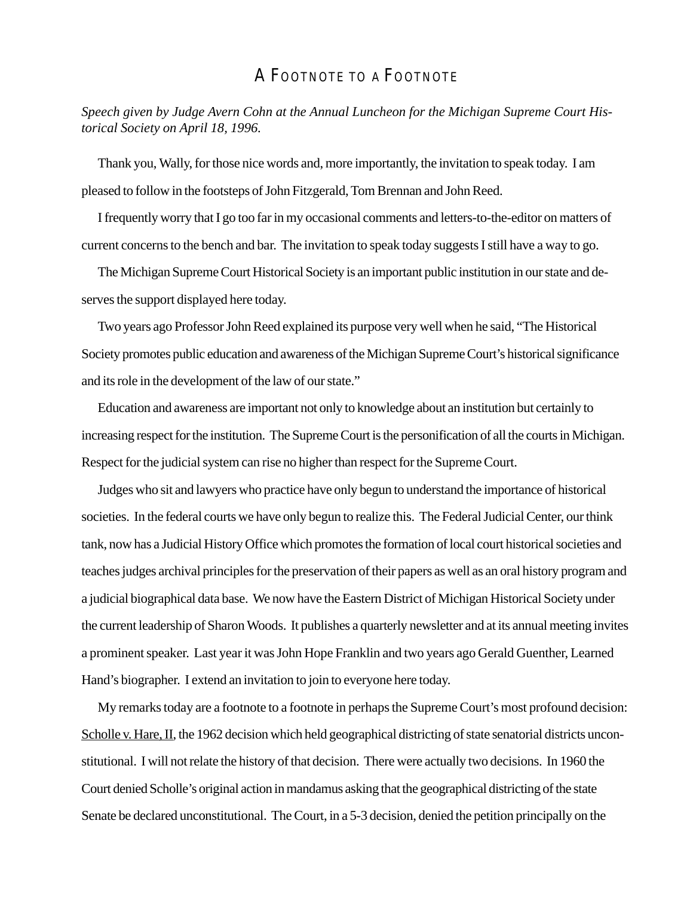# A Footnote to a Footnote

*Speech given by Judge Avern Cohn at the Annual Luncheon for the Michigan Supreme Court Historical Society on April 18, 1996.*

Thank you, Wally, for those nice words and, more importantly, the invitation to speak today. I am pleased to follow in the footsteps of John Fitzgerald, Tom Brennan and John Reed.

I frequently worry that I go too far in my occasional comments and letters-to-the-editor on matters of current concerns to the bench and bar. The invitation to speak today suggests I still have a way to go.

The Michigan Supreme Court Historical Society is an important public institution in our state and deserves the support displayed here today.

Two years ago Professor John Reed explained its purpose very well when he said, "The Historical Society promotes public education and awareness of the Michigan Supreme Court's historical significance and its role in the development of the law of our state."

Education and awareness are important not only to knowledge about an institution but certainly to increasing respect for the institution. The Supreme Court is the personification of all the courts in Michigan. Respect for the judicial system can rise no higher than respect for the Supreme Court.

Judges who sit and lawyers who practice have only begun to understand the importance of historical societies. In the federal courts we have only begun to realize this. The Federal Judicial Center, our think tank, now has a Judicial History Office which promotes the formation of local court historical societies and teaches judges archival principles for the preservation of their papers as well as an oral history program and a judicial biographical data base. We now have the Eastern District of Michigan Historical Society under the current leadership of Sharon Woods. It publishes a quarterly newsletter and at its annual meeting invites a prominent speaker. Last year it was John Hope Franklin and two years ago Gerald Guenther, Learned Hand's biographer. I extend an invitation to join to everyone here today.

My remarks today are a footnote to a footnote in perhaps the Supreme Court's most profound decision: <u>Scholle v. Hare, II</u>, the 1962 decision which held geographical districting of state senatorial districts unconstitutional. I will not relate the history of that decision. There were actually two decisions. In 1960 the Court denied Scholle's original action in mandamus asking that the geographical districting of the state Senate be declared unconstitutional. The Court, in a 5-3 decision, denied the petition principally on the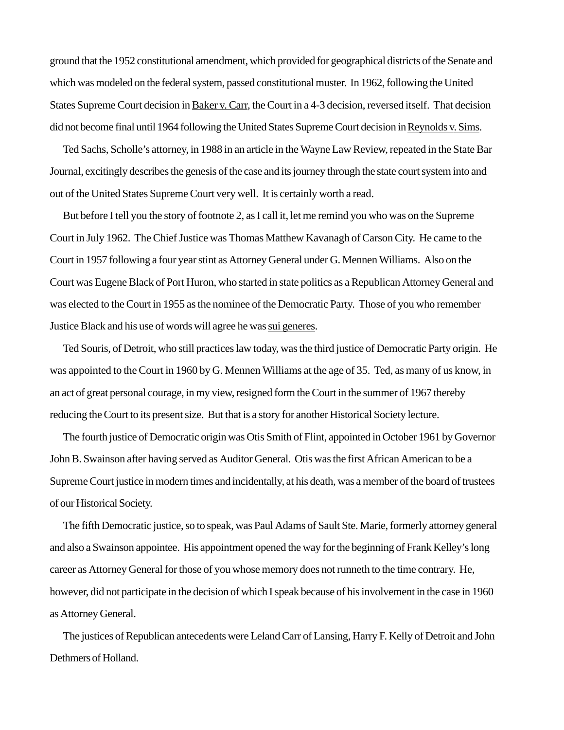ground that the 1952 constitutional amendment, which provided for geographical districts of the Senate and which was modeled on the federal system, passed constitutional muster. In 1962, following the United States Supreme Court decision in Baker v. Carr, the Court in a 4-3 decision, reversed itself. That decision did not become final until 1964 following the United States Supreme Court decision in Reynolds v. Sims.

Ted Sachs, Scholle's attorney, in 1988 in an article in the Wayne Law Review, repeated in the State Bar Journal, excitingly describes the genesis of the case and its journey through the state court system into and out of the United States Supreme Court very well. It is certainly worth a read.

But before I tell you the story of footnote 2, as I call it, let me remind you who was on the Supreme Court in July 1962. The Chief Justice was Thomas Matthew Kavanagh of Carson City. He came to the Court in 1957 following a four year stint as Attorney General under G. Mennen Williams. Also on the Court was Eugene Black of Port Huron, who started in state politics as a Republican Attorney General and was elected to the Court in 1955 as the nominee of the Democratic Party. Those of you who remember Justice Black and his use of words will agree he was sui generes.

Ted Souris, of Detroit, who still practices law today, was the third justice of Democratic Party origin. He was appointed to the Court in 1960 by G. Mennen Williams at the age of 35. Ted, as many of us know, in an act of great personal courage, in my view, resigned form the Court in the summer of 1967 thereby reducing the Court to its present size. But that is a story for another Historical Society lecture.

The fourth justice of Democratic origin was Otis Smith of Flint, appointed in October 1961 by Governor John B. Swainson after having served as Auditor General. Otis was the first African American to be a Supreme Court justice in modern times and incidentally, at his death, was a member of the board of trustees of our Historical Society.

The fifth Democratic justice, so to speak, was Paul Adams of Sault Ste. Marie, formerly attorney general and also a Swainson appointee. His appointment opened the way for the beginning of Frank Kelley's long career as Attorney General for those of you whose memory does not runneth to the time contrary. He, however, did not participate in the decision of which I speak because of his involvement in the case in 1960 as Attorney General.

The justices of Republican antecedents were Leland Carr of Lansing, Harry F. Kelly of Detroit and John Dethmers of Holland.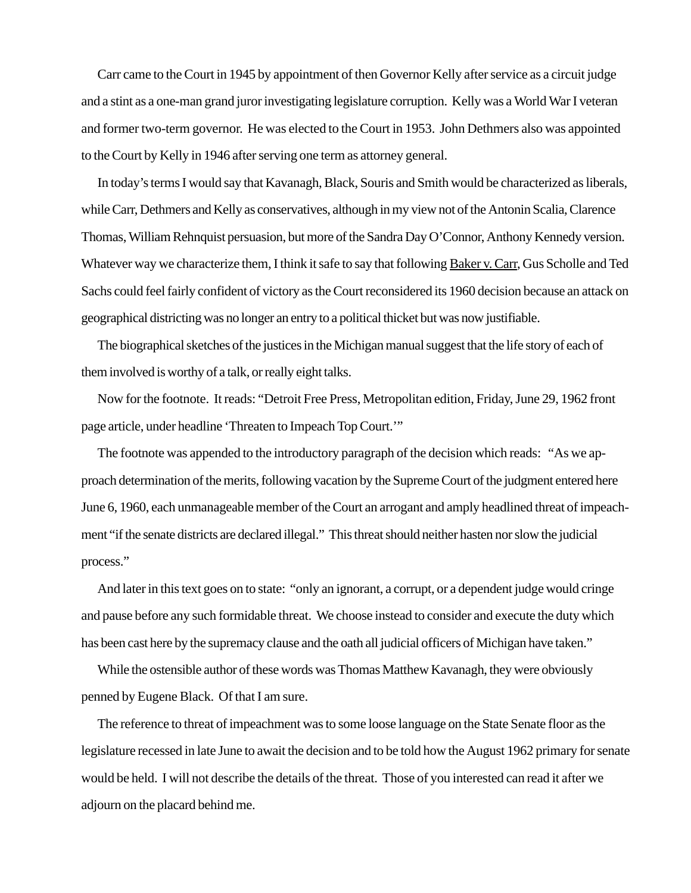Carr came to the Court in 1945 by appointment of then Governor Kelly after service as a circuit judge and a stint as a one-man grand juror investigating legislature corruption. Kelly was a World War I veteran and former two-term governor. He was elected to the Court in 1953. John Dethmers also was appointed to the Court by Kelly in 1946 after serving one term as attorney general.

In today's terms I would say that Kavanagh, Black, Souris and Smith would be characterized as liberals, while Carr, Dethmers and Kelly as conservatives, although in my view not of the Antonin Scalia, Clarence Thomas, William Rehnquist persuasion, but more of the Sandra Day O'Connor, Anthony Kennedy version. Whatever way we characterize them, I think it safe to say that following Baker v. Carr, Gus Scholle and Ted Sachs could feel fairly confident of victory as the Court reconsidered its 1960 decision because an attack on geographical districting was no longer an entry to a political thicket but was now justifiable.

The biographical sketches of the justices in the Michigan manual suggest that the life story of each of them involved is worthy of a talk, or really eight talks.

Now for the footnote. It reads: "Detroit Free Press, Metropolitan edition, Friday, June 29, 1962 front page article, under headline 'Threaten to Impeach Top Court.'"

The footnote was appended to the introductory paragraph of the decision which reads: "As we approach determination of the merits, following vacation by the Supreme Court of the judgment entered here June 6, 1960, each unmanageable member of the Court an arrogant and amply headlined threat of impeachment "if the senate districts are declared illegal." This threat should neither hasten nor slow the judicial process."

And later in this text goes on to state: "only an ignorant, a corrupt, or a dependent judge would cringe and pause before any such formidable threat. We choose instead to consider and execute the duty which has been cast here by the supremacy clause and the oath all judicial officers of Michigan have taken."

While the ostensible author of these words was Thomas Matthew Kavanagh, they were obviously penned by Eugene Black. Of that I am sure.

The reference to threat of impeachment was to some loose language on the State Senate floor as the legislature recessed in late June to await the decision and to be told how the August 1962 primary for senate would be held. I will not describe the details of the threat. Those of you interested can read it after we adjourn on the placard behind me.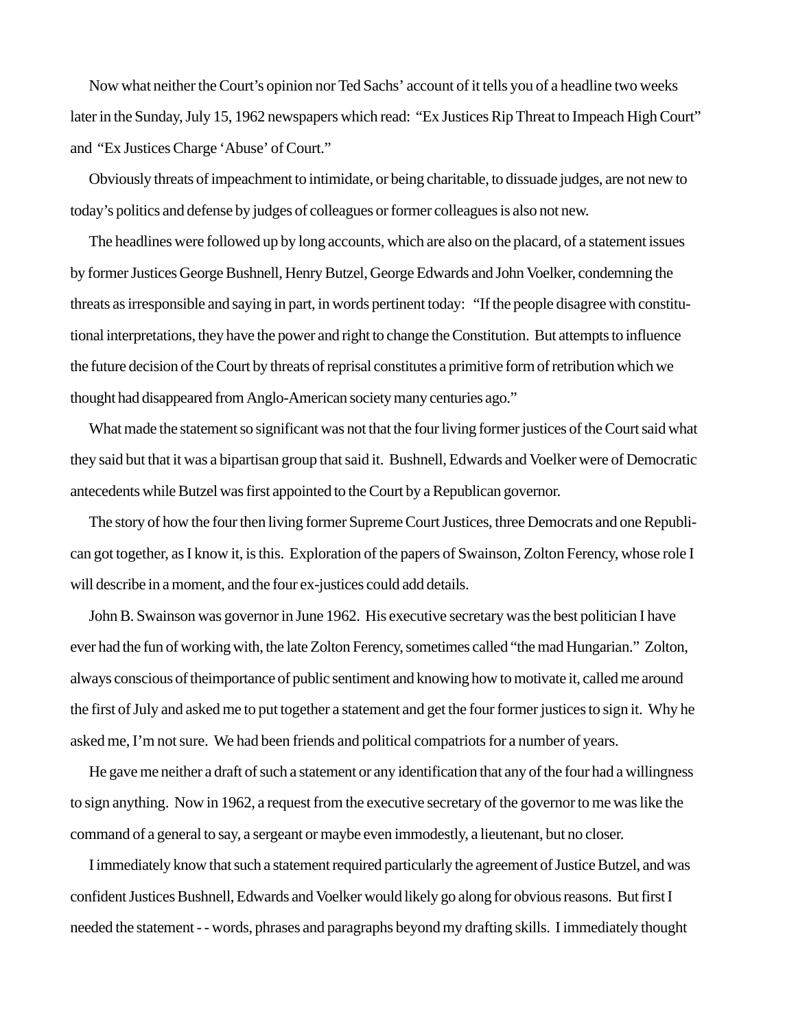Now what neither the Court's opinion nor Ted Sachs' account of it tells you of a headline two weeks later in the Sunday, July 15, 1962 newspapers which read: "Ex Justices Rip Threat to Impeach High Court" and "Ex Justices Charge 'Abuse' of Court."

Obviously threats of impeachment to intimidate, or being charitable, to dissuade judges, are not new to today's politics and defense by judges of colleagues or former colleagues is also not new.

The headlines were followed up by long accounts, which are also on the placard, of a statement issues by former Justices George Bushnell, Henry Butzel, George Edwards and John Voelker, condemning the threats as irresponsible and saying in part, in words pertinent today: "If the people disagree with constitutional interpretations, they have the power and right to change the Constitution. But attempts to influence the future decision of the Court by threats of reprisal constitutes a primitive form of retribution which we thought had disappeared from Anglo-American society many centuries ago."

What made the statement so significant was not that the four living former justices of the Court said what they said but that it was a bipartisan group that said it. Bushnell, Edwards and Voelker were of Democratic antecedents while Butzel was first appointed to the Court by a Republican governor.

The story of how the four then living former Supreme Court Justices, three Democrats and one Republican got together, as I know it, is this. Exploration of the papers of Swainson, Zolton Ferency, whose role I will describe in a moment, and the four ex-justices could add details.

John B. Swainson was governor in June 1962. His executive secretary was the best politician I have ever had the fun of working with, the late Zolton Ferency, sometimes called "the mad Hungarian." Zolton, always conscious of theimportance of public sentiment and knowing how to motivate it, called me around the first of July and asked me to put together a statement and get the four former justices to sign it. Why he asked me, I'm not sure. We had been friends and political compatriots for a number of years.

He gave me neither a draft of such a statement or any identification that any of the four had a willingness to sign anything. Now in 1962, a request from the executive secretary of the governor to me was like the command of a general to say, a sergeant or maybe even immodestly, a lieutenant, but no closer.

I immediately know that such a statement required particularly the agreement of Justice Butzel, and was confident Justices Bushnell, Edwards and Voelker would likely go along for obvious reasons. But first I needed the statement - - words, phrases and paragraphs beyond my drafting skills. I immediately thought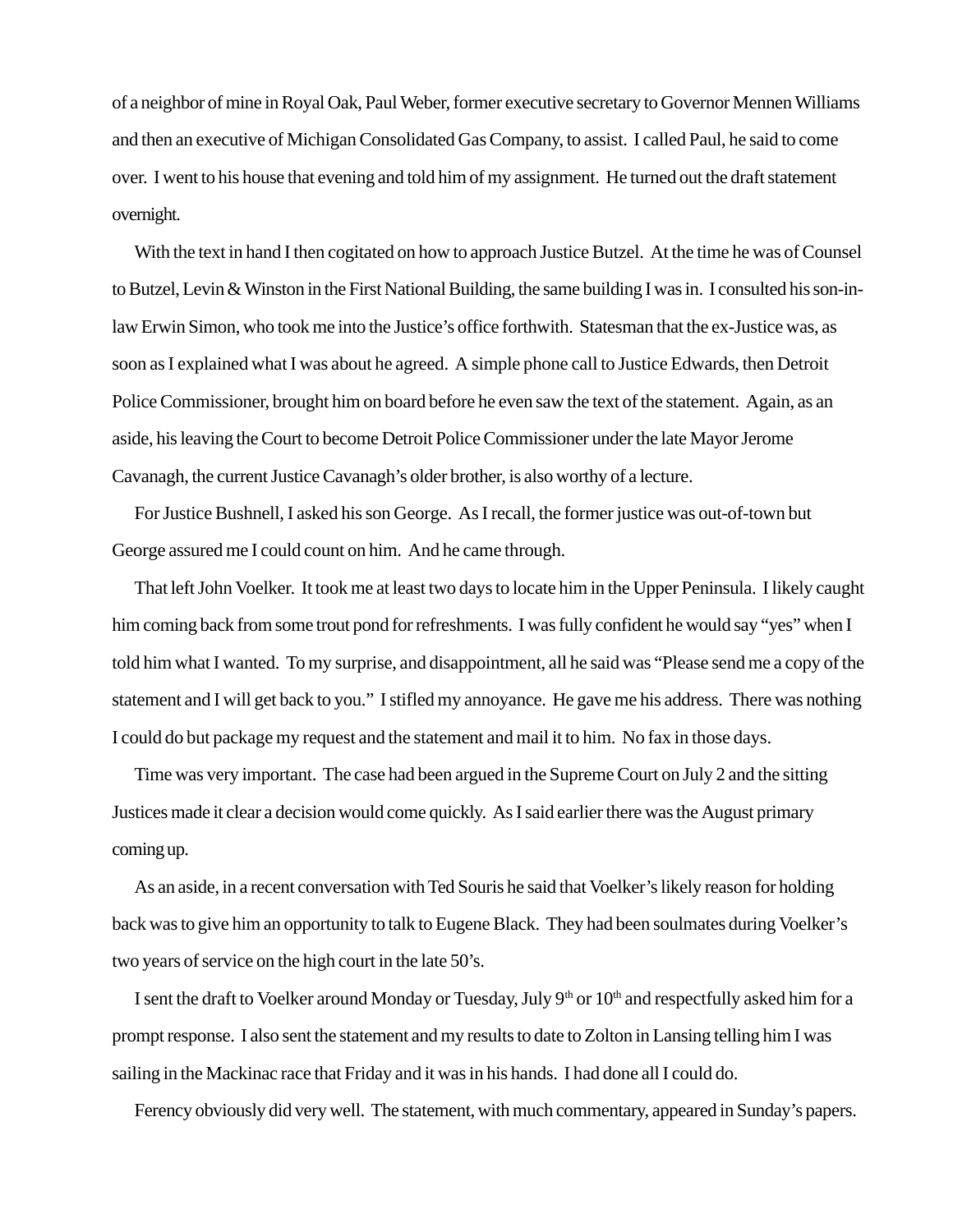of a neighbor of mine in Royal Oak, Paul Weber, former executive secretary to Governor Mennen Williams and then an executive of Michigan Consolidated Gas Company, to assist. I called Paul, he said to come over. I went to his house that evening and told him of my assignment. He turned out the draft statement overnight.

With the text in hand I then cogitated on how to approach Justice Butzel. At the time he was of Counsel to Butzel, Levin & Winston in the First National Building, the same building I was in. I consulted his son-in-law Erwin Simon, who took me into the Justice's office forthwith. Statesman that the ex-Justice was, as soon as I explained what I was about he agreed. A simple phone call to Justice Edwards, then Detroit Police Commissioner, brought him on board before he even saw the text of the statement. Again, as an aside, his leaving the Court to become Detroit Police Commissioner under the late Mayor Jerome Cavanagh, the current Justice Cavanagh's older brother, is also worthy of a lecture.

For Justice Bushnell, I asked his son George. As I recall, the former justice was out-of-town but George assured me I could count on him. And he came through.

That left John Voelker. It took me at least two days to locate him in the Upper Peninsula. I likely caught him coming back from some trout pond for refreshments. I was fully confident he would say "yes" when I told him what I wanted. To my surprise, and disappointment, all he said was "Please send me a copy of the statement and I will get back to you." I stifled my annoyance. He gave me his address. There was nothing I could do but package my request and the statement and mail it to him. No fax in those days.

Time was very important. The case had been argued in the Supreme Court on July 2 and the sitting Justices made it clear a decision would come quickly. As I said earlier there was the August primary coming up.

As an aside, in a recent conversation with Ted Souris he said that Voelker's likely reason for holding back was to give him an opportunity to talk to Eugene Black. They had been soulmates during Voelker's two years of service on the high court in the late 50's.

I sent the draft to Voelker around Monday or Tuesday, July 9th or 10th and respectfully asked him for a prompt response. I also sent the statement and my results to date to Zolton in Lansing telling him I was sailing in the Mackinac race that Friday and it was in his hands. I had done all I could do.

Ferency obviously did very well. The statement, with much commentary, appeared in Sunday's papers.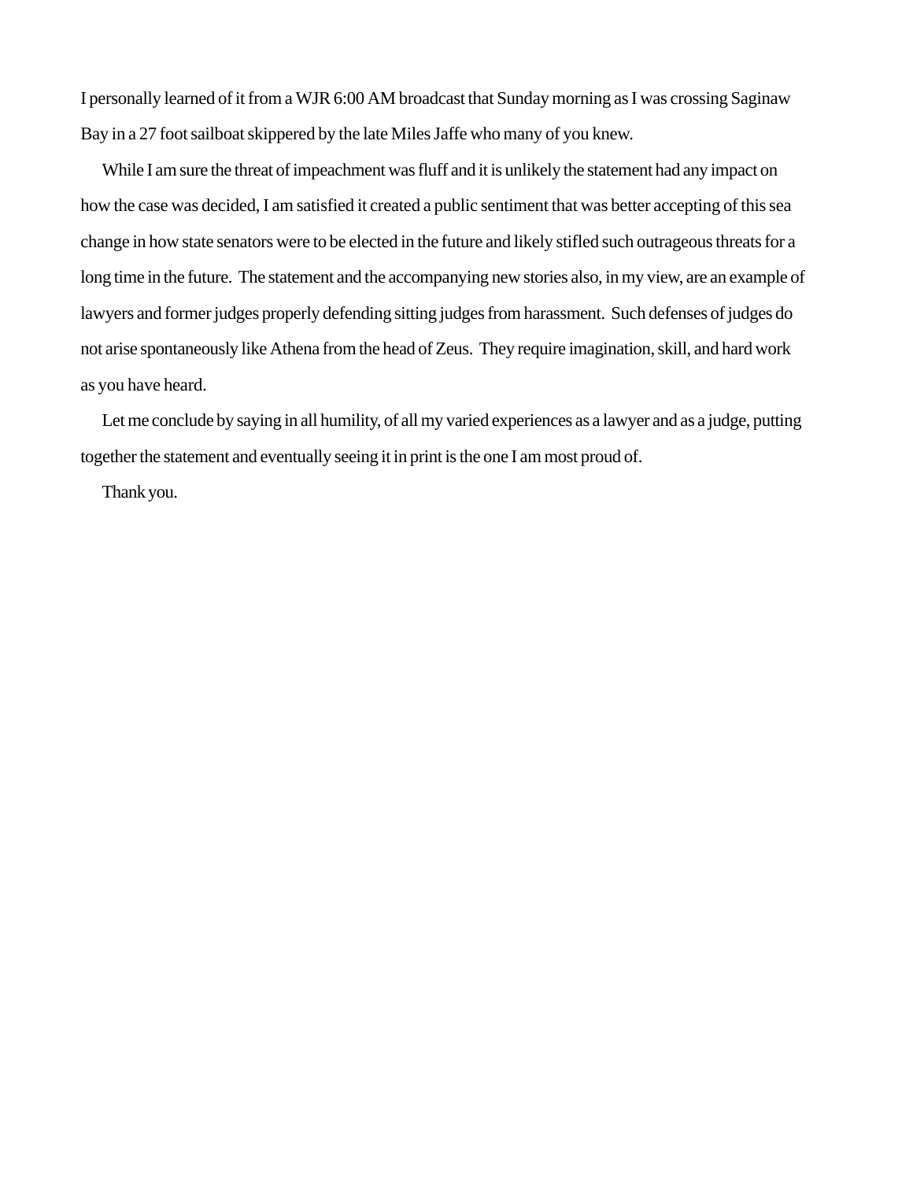I personally learned of it from a WJR 6:00 AM broadcast that Sunday morning as I was crossing Saginaw Bay in a 27 foot sailboat skippered by the late Miles Jaffe who many of you knew.

While I am sure the threat of impeachment was fluff and it is unlikely the statement had any impact on how the case was decided, I am satisfied it created a public sentiment that was better accepting of this sea change in how state senators were to be elected in the future and likely stifled such outrageous threats for a long time in the future. The statement and the accompanying new stories also, in my view, are an example of lawyers and former judges properly defending sitting judges from harassment. Such defenses of judges do not arise spontaneously like Athena from the head of Zeus. They require imagination, skill, and hard work as you have heard.

Let me conclude by saying in all humility, of all my varied experiences as a lawyer and as a judge, putting together the statement and eventually seeing it in print is the one I am most proud of.

Thank you.